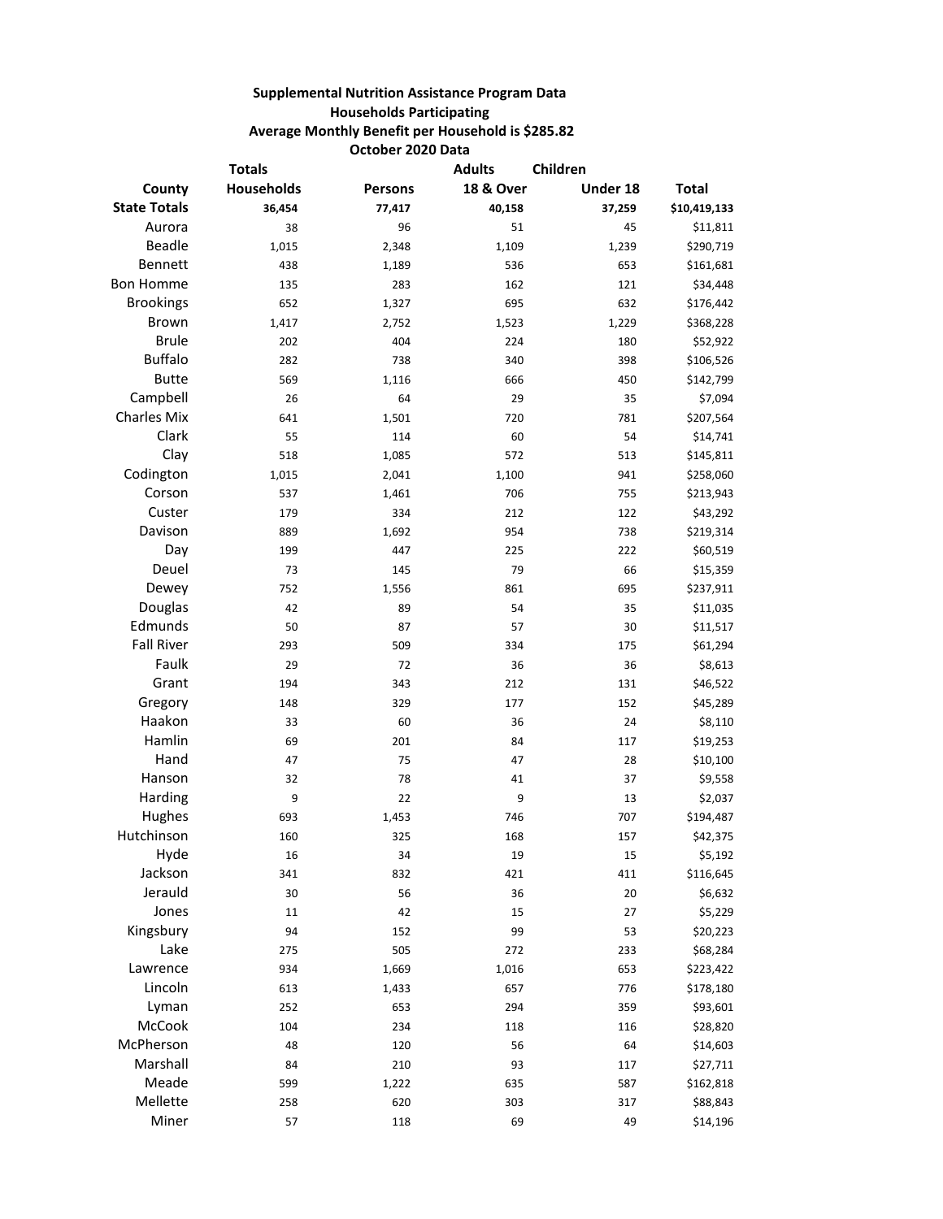**Supplemental Nutrition Assistance Program Data**
**Households Participating**
**Average Monthly Benefit per Household is $285.82**
**October 2020 Data**

| County | Totals Households | Persons | Adults 18 & Over | Children Under 18 | Total |
|---|---|---|---|---|---|
| **State Totals** | **36,454** | **77,417** | **40,158** | **37,259** | **$10,419,133** |
| Aurora | 38 | 96 | 51 | 45 | $11,811 |
| Beadle | 1,015 | 2,348 | 1,109 | 1,239 | $290,719 |
| Bennett | 438 | 1,189 | 536 | 653 | $161,681 |
| Bon Homme | 135 | 283 | 162 | 121 | $34,448 |
| Brookings | 652 | 1,327 | 695 | 632 | $176,442 |
| Brown | 1,417 | 2,752 | 1,523 | 1,229 | $368,228 |
| Brule | 202 | 404 | 224 | 180 | $52,922 |
| Buffalo | 282 | 738 | 340 | 398 | $106,526 |
| Butte | 569 | 1,116 | 666 | 450 | $142,799 |
| Campbell | 26 | 64 | 29 | 35 | $7,094 |
| Charles Mix | 641 | 1,501 | 720 | 781 | $207,564 |
| Clark | 55 | 114 | 60 | 54 | $14,741 |
| Clay | 518 | 1,085 | 572 | 513 | $145,811 |
| Codington | 1,015 | 2,041 | 1,100 | 941 | $258,060 |
| Corson | 537 | 1,461 | 706 | 755 | $213,943 |
| Custer | 179 | 334 | 212 | 122 | $43,292 |
| Davison | 889 | 1,692 | 954 | 738 | $219,314 |
| Day | 199 | 447 | 225 | 222 | $60,519 |
| Deuel | 73 | 145 | 79 | 66 | $15,359 |
| Dewey | 752 | 1,556 | 861 | 695 | $237,911 |
| Douglas | 42 | 89 | 54 | 35 | $11,035 |
| Edmunds | 50 | 87 | 57 | 30 | $11,517 |
| Fall River | 293 | 509 | 334 | 175 | $61,294 |
| Faulk | 29 | 72 | 36 | 36 | $8,613 |
| Grant | 194 | 343 | 212 | 131 | $46,522 |
| Gregory | 148 | 329 | 177 | 152 | $45,289 |
| Haakon | 33 | 60 | 36 | 24 | $8,110 |
| Hamlin | 69 | 201 | 84 | 117 | $19,253 |
| Hand | 47 | 75 | 47 | 28 | $10,100 |
| Hanson | 32 | 78 | 41 | 37 | $9,558 |
| Harding | 9 | 22 | 9 | 13 | $2,037 |
| Hughes | 693 | 1,453 | 746 | 707 | $194,487 |
| Hutchinson | 160 | 325 | 168 | 157 | $42,375 |
| Hyde | 16 | 34 | 19 | 15 | $5,192 |
| Jackson | 341 | 832 | 421 | 411 | $116,645 |
| Jerauld | 30 | 56 | 36 | 20 | $6,632 |
| Jones | 11 | 42 | 15 | 27 | $5,229 |
| Kingsbury | 94 | 152 | 99 | 53 | $20,223 |
| Lake | 275 | 505 | 272 | 233 | $68,284 |
| Lawrence | 934 | 1,669 | 1,016 | 653 | $223,422 |
| Lincoln | 613 | 1,433 | 657 | 776 | $178,180 |
| Lyman | 252 | 653 | 294 | 359 | $93,601 |
| McCook | 104 | 234 | 118 | 116 | $28,820 |
| McPherson | 48 | 120 | 56 | 64 | $14,603 |
| Marshall | 84 | 210 | 93 | 117 | $27,711 |
| Meade | 599 | 1,222 | 635 | 587 | $162,818 |
| Mellette | 258 | 620 | 303 | 317 | $88,843 |
| Miner | 57 | 118 | 69 | 49 | $14,196 |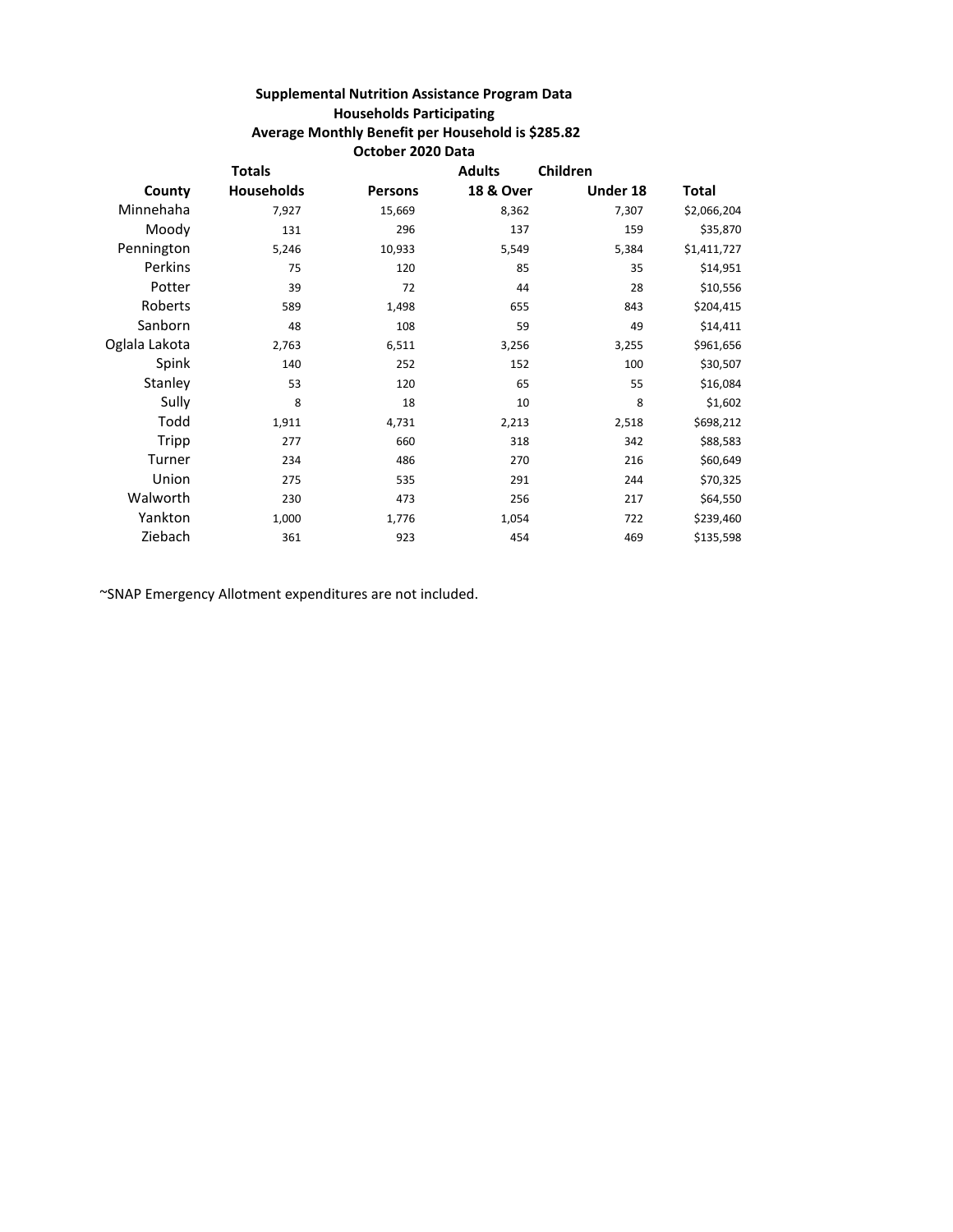**Supplemental Nutrition Assistance Program Data**
**Households Participating**
**Average Monthly Benefit per Household is $285.82**
**October 2020 Data**

| | Totals | | Adults | Children | |
|---|---|---|---|---|---|
| **County** | **Households** | **Persons** | **18 & Over** | **Under 18** | **Total** |
| Minnehaha | 7,927 | 15,669 | 8,362 | 7,307 | $2,066,204 |
| Moody | 131 | 296 | 137 | 159 | $35,870 |
| Pennington | 5,246 | 10,933 | 5,549 | 5,384 | $1,411,727 |
| Perkins | 75 | 120 | 85 | 35 | $14,951 |
| Potter | 39 | 72 | 44 | 28 | $10,556 |
| Roberts | 589 | 1,498 | 655 | 843 | $204,415 |
| Sanborn | 48 | 108 | 59 | 49 | $14,411 |
| Oglala Lakota | 2,763 | 6,511 | 3,256 | 3,255 | $961,656 |
| Spink | 140 | 252 | 152 | 100 | $30,507 |
| Stanley | 53 | 120 | 65 | 55 | $16,084 |
| Sully | 8 | 18 | 10 | 8 | $1,602 |
| Todd | 1,911 | 4,731 | 2,213 | 2,518 | $698,212 |
| Tripp | 277 | 660 | 318 | 342 | $88,583 |
| Turner | 234 | 486 | 270 | 216 | $60,649 |
| Union | 275 | 535 | 291 | 244 | $70,325 |
| Walworth | 230 | 473 | 256 | 217 | $64,550 |
| Yankton | 1,000 | 1,776 | 1,054 | 722 | $239,460 |
| Ziebach | 361 | 923 | 454 | 469 | $135,598 |

~SNAP Emergency Allotment expenditures are not included.